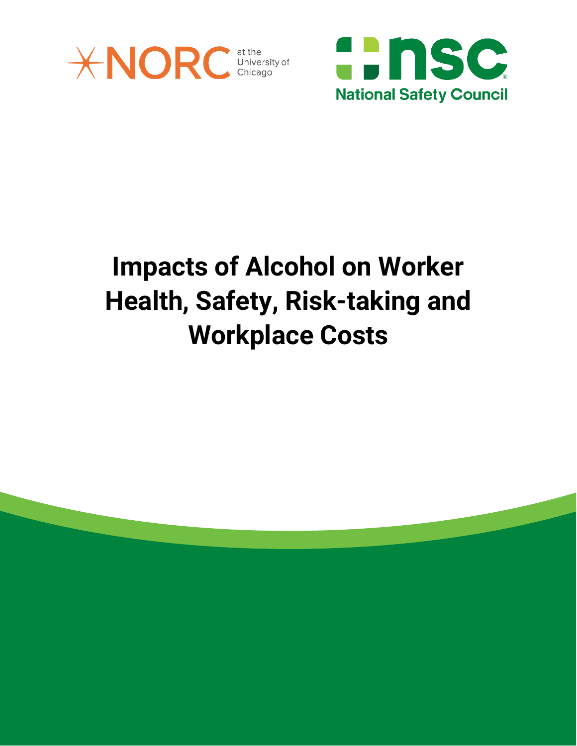NORC at the University of Chicago

nsc National Safety Council

# Impacts of Alcohol on Worker Health, Safety, Risk-taking and Workplace Costs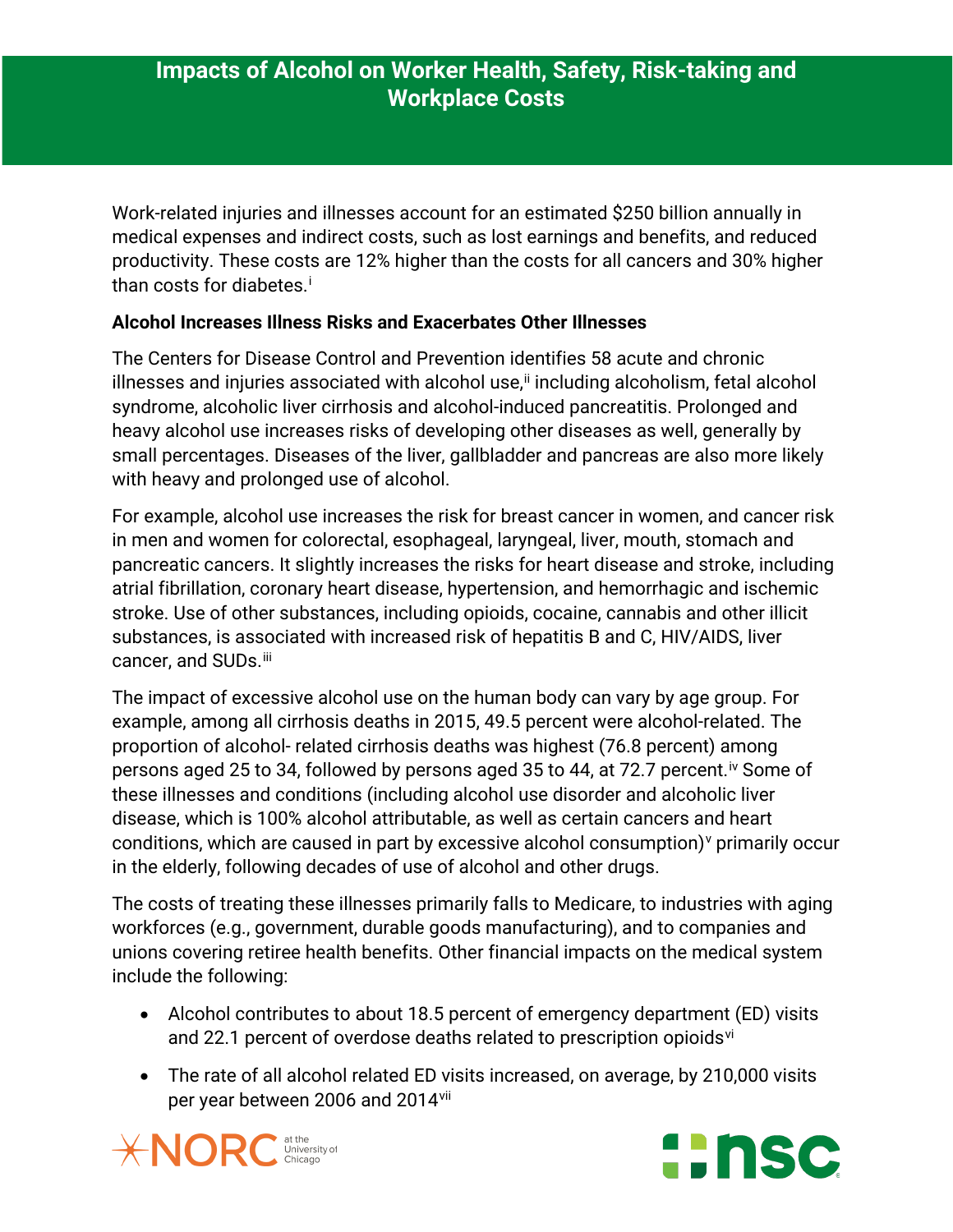# Impacts of Alcohol on Worker Health, Safety, Risk-taking and Workplace Costs

Work-related injuries and illnesses account for an estimated $250 billion annually in medical expenses and indirect costs, such as lost earnings and benefits, and reduced productivity. These costs are 12% higher than the costs for all cancers and 30% higher than costs for diabetes.[i]

**Alcohol Increases Illness Risks and Exacerbates Other Illnesses**

The Centers for Disease Control and Prevention identifies 58 acute and chronic illnesses and injuries associated with alcohol use,[ii] including alcoholism, fetal alcohol syndrome, alcoholic liver cirrhosis and alcohol-induced pancreatitis. Prolonged and heavy alcohol use increases risks of developing other diseases as well, generally by small percentages. Diseases of the liver, gallbladder and pancreas are also more likely with heavy and prolonged use of alcohol.

For example, alcohol use increases the risk for breast cancer in women, and cancer risk in men and women for colorectal, esophageal, laryngeal, liver, mouth, stomach and pancreatic cancers. It slightly increases the risks for heart disease and stroke, including atrial fibrillation, coronary heart disease, hypertension, and hemorrhagic and ischemic stroke. Use of other substances, including opioids, cocaine, cannabis and other illicit substances, is associated with increased risk of hepatitis B and C, HIV/AIDS, liver cancer, and SUDs.[iii]

The impact of excessive alcohol use on the human body can vary by age group. For example, among all cirrhosis deaths in 2015, 49.5 percent were alcohol-related. The proportion of alcohol- related cirrhosis deaths was highest (76.8 percent) among persons aged 25 to 34, followed by persons aged 35 to 44, at 72.7 percent.[iv] Some of these illnesses and conditions (including alcohol use disorder and alcoholic liver disease, which is 100% alcohol attributable, as well as certain cancers and heart conditions, which are caused in part by excessive alcohol consumption)[v] primarily occur in the elderly, following decades of use of alcohol and other drugs.

The costs of treating these illnesses primarily falls to Medicare, to industries with aging workforces (e.g., government, durable goods manufacturing), and to companies and unions covering retiree health benefits. Other financial impacts on the medical system include the following:

- Alcohol contributes to about 18.5 percent of emergency department (ED) visits and 22.1 percent of overdose deaths related to prescription opioids[vi]
- The rate of all alcohol related ED visits increased, on average, by 210,000 visits per year between 2006 and 2014[vii]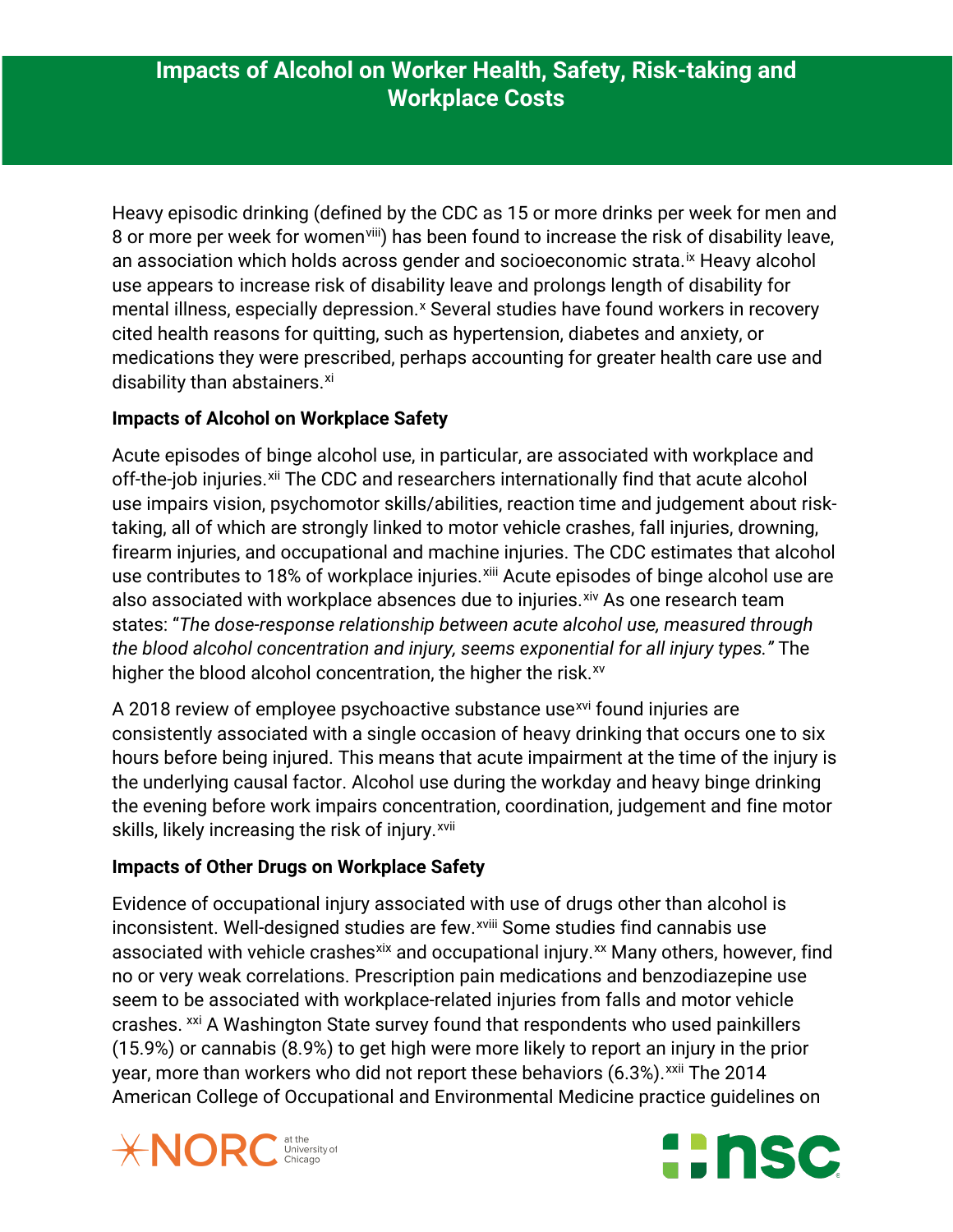## Impacts of Alcohol on Worker Health, Safety, Risk-taking and Workplace Costs

Heavy episodic drinking (defined by the CDC as 15 or more drinks per week for men and 8 or more per week for women[viii]) has been found to increase the risk of disability leave, an association which holds across gender and socioeconomic strata.[ix] Heavy alcohol use appears to increase risk of disability leave and prolongs length of disability for mental illness, especially depression.[x] Several studies have found workers in recovery cited health reasons for quitting, such as hypertension, diabetes and anxiety, or medications they were prescribed, perhaps accounting for greater health care use and disability than abstainers.[xi]

### Impacts of Alcohol on Workplace Safety

Acute episodes of binge alcohol use, in particular, are associated with workplace and off-the-job injuries.[xii] The CDC and researchers internationally find that acute alcohol use impairs vision, psychomotor skills/abilities, reaction time and judgement about risk-taking, all of which are strongly linked to motor vehicle crashes, fall injuries, drowning, firearm injuries, and occupational and machine injuries. The CDC estimates that alcohol use contributes to 18% of workplace injuries.[xiii] Acute episodes of binge alcohol use are also associated with workplace absences due to injuries.[xiv] As one research team states: "*The dose-response relationship between acute alcohol use, measured through the blood alcohol concentration and injury, seems exponential for all injury types.*" The higher the blood alcohol concentration, the higher the risk.[xv]

A 2018 review of employee psychoactive substance use[xvi] found injuries are consistently associated with a single occasion of heavy drinking that occurs one to six hours before being injured. This means that acute impairment at the time of the injury is the underlying causal factor. Alcohol use during the workday and heavy binge drinking the evening before work impairs concentration, coordination, judgement and fine motor skills, likely increasing the risk of injury.[xvii]

### Impacts of Other Drugs on Workplace Safety

Evidence of occupational injury associated with use of drugs other than alcohol is inconsistent. Well-designed studies are few.[xviii] Some studies find cannabis use associated with vehicle crashes[xix] and occupational injury.[xx] Many others, however, find no or very weak correlations. Prescription pain medications and benzodiazepine use seem to be associated with workplace-related injuries from falls and motor vehicle crashes. [xxi] A Washington State survey found that respondents who used painkillers (15.9%) or cannabis (8.9%) to get high were more likely to report an injury in the prior year, more than workers who did not report these behaviors (6.3%).[xxii] The 2014 American College of Occupational and Environmental Medicine practice guidelines on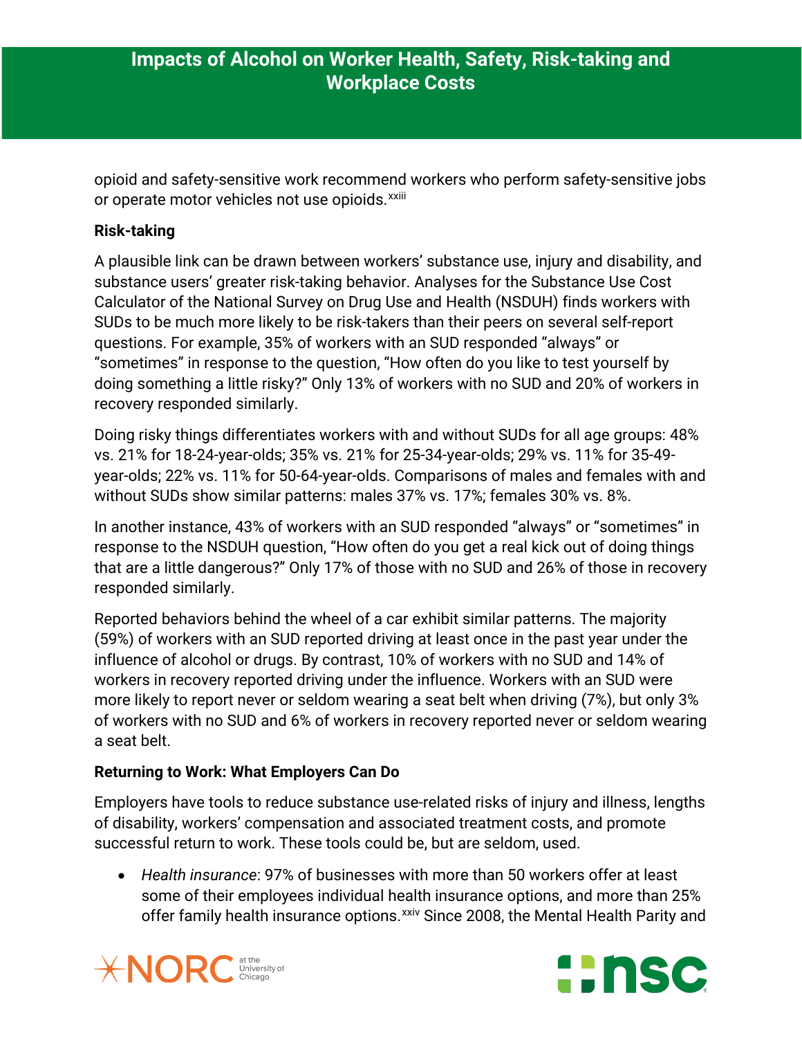opioid and safety-sensitive work recommend workers who perform safety-sensitive jobs or operate motor vehicles not use opioids.[xxiii]

**Risk-taking**

A plausible link can be drawn between workers' substance use, injury and disability, and substance users' greater risk-taking behavior. Analyses for the Substance Use Cost Calculator of the National Survey on Drug Use and Health (NSDUH) finds workers with SUDs to be much more likely to be risk-takers than their peers on several self-report questions. For example, 35% of workers with an SUD responded "always" or "sometimes" in response to the question, "How often do you like to test yourself by doing something a little risky?" Only 13% of workers with no SUD and 20% of workers in recovery responded similarly.

Doing risky things differentiates workers with and without SUDs for all age groups: 48% vs. 21% for 18-24-year-olds; 35% vs. 21% for 25-34-year-olds; 29% vs. 11% for 35-49-year-olds; 22% vs. 11% for 50-64-year-olds. Comparisons of males and females with and without SUDs show similar patterns: males 37% vs. 17%; females 30% vs. 8%.

In another instance, 43% of workers with an SUD responded "always" or "sometimes" in response to the NSDUH question, "How often do you get a real kick out of doing things that are a little dangerous?" Only 17% of those with no SUD and 26% of those in recovery responded similarly.

Reported behaviors behind the wheel of a car exhibit similar patterns. The majority (59%) of workers with an SUD reported driving at least once in the past year under the influence of alcohol or drugs. By contrast, 10% of workers with no SUD and 14% of workers in recovery reported driving under the influence. Workers with an SUD were more likely to report never or seldom wearing a seat belt when driving (7%), but only 3% of workers with no SUD and 6% of workers in recovery reported never or seldom wearing a seat belt.

**Returning to Work: What Employers Can Do**

Employers have tools to reduce substance use-related risks of injury and illness, lengths of disability, workers' compensation and associated treatment costs, and promote successful return to work. These tools could be, but are seldom, used.

- *Health insurance*: 97% of businesses with more than 50 workers offer at least some of their employees individual health insurance options, and more than 25% offer family health insurance options.[xxiv] Since 2008, the Mental Health Parity and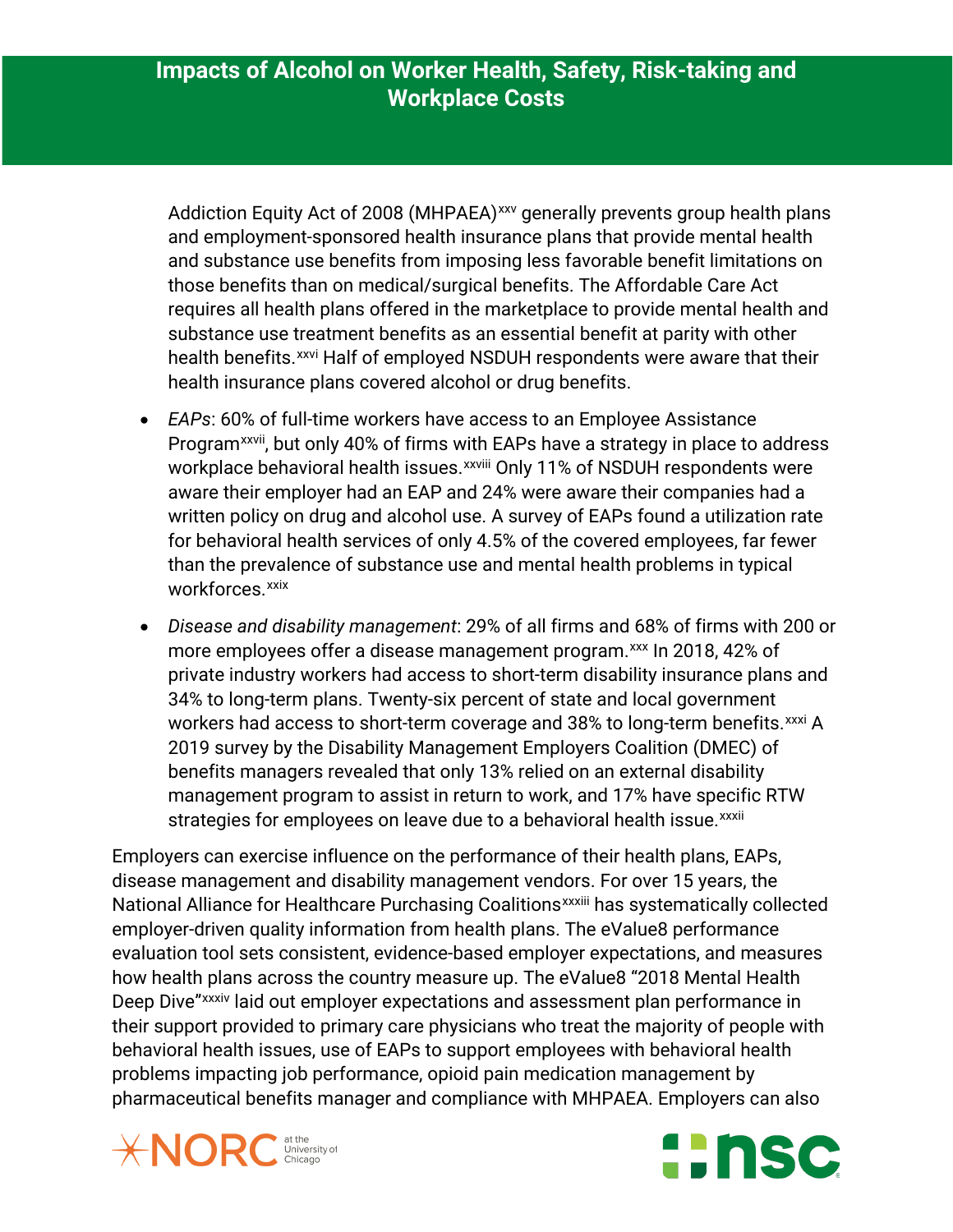Addiction Equity Act of 2008 (MHPAEA)[xxv] generally prevents group health plans and employment-sponsored health insurance plans that provide mental health and substance use benefits from imposing less favorable benefit limitations on those benefits than on medical/surgical benefits. The Affordable Care Act requires all health plans offered in the marketplace to provide mental health and substance use treatment benefits as an essential benefit at parity with other health benefits.[xxvi] Half of employed NSDUH respondents were aware that their health insurance plans covered alcohol or drug benefits.

- *EAPs*: 60% of full-time workers have access to an Employee Assistance Program[xxvii], but only 40% of firms with EAPs have a strategy in place to address workplace behavioral health issues.[xxviii] Only 11% of NSDUH respondents were aware their employer had an EAP and 24% were aware their companies had a written policy on drug and alcohol use. A survey of EAPs found a utilization rate for behavioral health services of only 4.5% of the covered employees, far fewer than the prevalence of substance use and mental health problems in typical workforces.[xxix]
- *Disease and disability management*: 29% of all firms and 68% of firms with 200 or more employees offer a disease management program.[xxx] In 2018, 42% of private industry workers had access to short-term disability insurance plans and 34% to long-term plans. Twenty-six percent of state and local government workers had access to short-term coverage and 38% to long-term benefits.[xxxi] A 2019 survey by the Disability Management Employers Coalition (DMEC) of benefits managers revealed that only 13% relied on an external disability management program to assist in return to work, and 17% have specific RTW strategies for employees on leave due to a behavioral health issue.[xxxii]

Employers can exercise influence on the performance of their health plans, EAPs, disease management and disability management vendors. For over 15 years, the National Alliance for Healthcare Purchasing Coalitions[xxxiii] has systematically collected employer-driven quality information from health plans. The eValue8 performance evaluation tool sets consistent, evidence-based employer expectations, and measures how health plans across the country measure up. The eValue8 "2018 Mental Health Deep Dive"[xxxiv] laid out employer expectations and assessment plan performance in their support provided to primary care physicians who treat the majority of people with behavioral health issues, use of EAPs to support employees with behavioral health problems impacting job performance, opioid pain medication management by pharmaceutical benefits manager and compliance with MHPAEA. Employers can also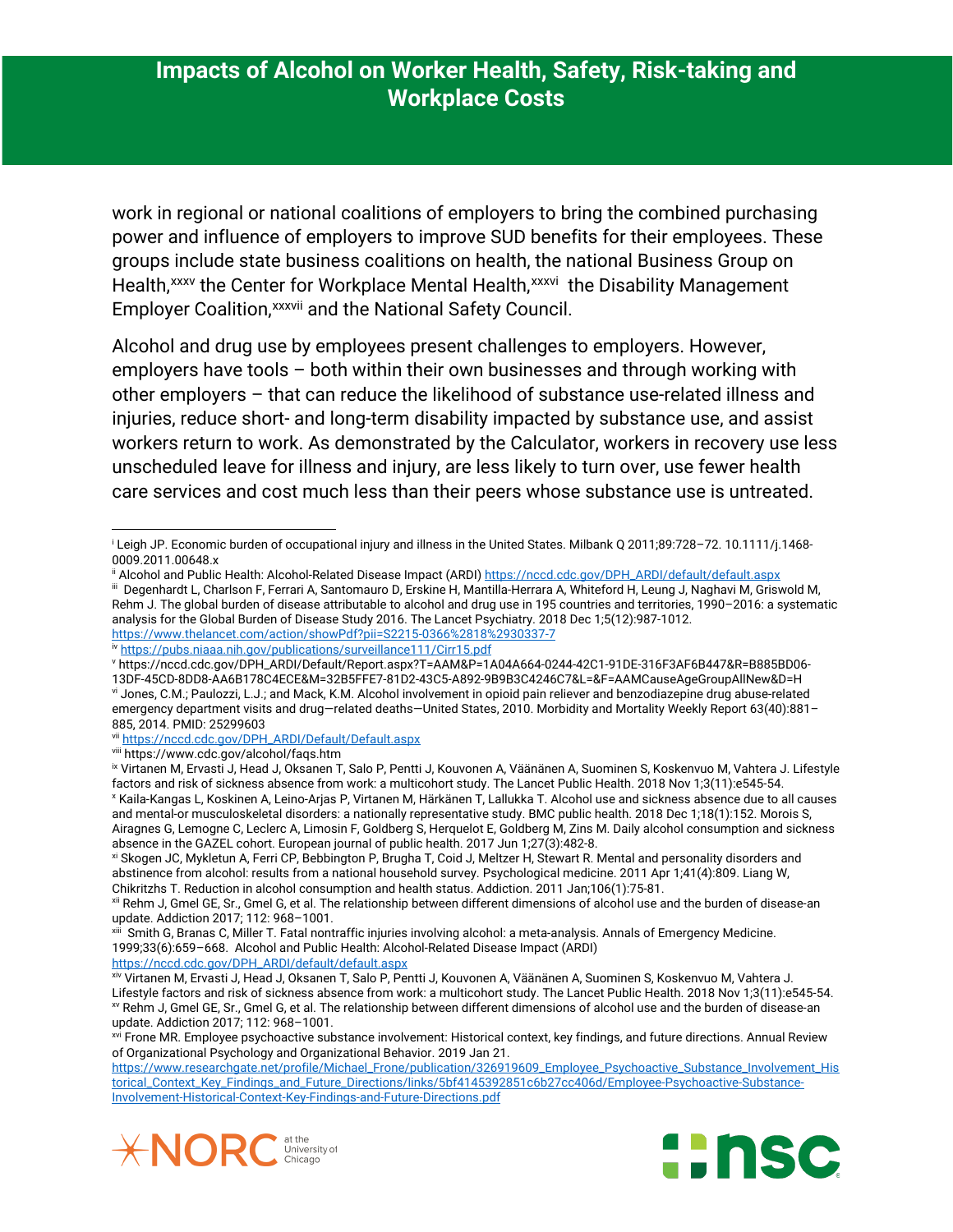work in regional or national coalitions of employers to bring the combined purchasing power and influence of employers to improve SUD benefits for their employees. These groups include state business coalitions on health, the national Business Group on Health,[xxxv] the Center for Workplace Mental Health,[xxxvi] the Disability Management Employer Coalition,[xxxvii] and the National Safety Council.

Alcohol and drug use by employees present challenges to employers. However, employers have tools – both within their own businesses and through working with other employers – that can reduce the likelihood of substance use-related illness and injuries, reduce short- and long-term disability impacted by substance use, and assist workers return to work. As demonstrated by the Calculator, workers in recovery use less unscheduled leave for illness and injury, are less likely to turn over, use fewer health care services and cost much less than their peers whose substance use is untreated.

---

[i] Leigh JP. Economic burden of occupational injury and illness in the United States. Milbank Q 2011;89:728–72. 10.1111/j.1468-0009.2011.00648.x

[ii] Alcohol and Public Health: Alcohol-Related Disease Impact (ARDI) https://nccd.cdc.gov/DPH_ARDI/default/default.aspx

[iii] Degenhardt L, Charlson F, Ferrari A, Santomauro D, Erskine H, Mantilla-Herrara A, Whiteford H, Leung J, Naghavi M, Griswold M, Rehm J. The global burden of disease attributable to alcohol and drug use in 195 countries and territories, 1990–2016: a systematic analysis for the Global Burden of Disease Study 2016. The Lancet Psychiatry. 2018 Dec 1;5(12):987-1012. https://www.thelancet.com/action/showPdf?pii=S2215-0366%2818%2930337-7

[iv] https://pubs.niaaa.nih.gov/publications/surveillance111/Cirr15.pdf

[v] https://nccd.cdc.gov/DPH_ARDI/Default/Report.aspx?T=AAM&P=1A04A664-0244-42C1-91DE-316F3AF6B447&R=B885BD06-13DF-45CD-8DD8-AA6B178C4ECE&M=32B5FFE7-81D2-43C5-A892-9B9B3C4246C7&L=&F=AAMCauseAgeGroupAllNew&D=H

[vi] Jones, C.M.; Paulozzi, L.J.; and Mack, K.M. Alcohol involvement in opioid pain reliever and benzodiazepine drug abuse-related emergency department visits and drug—related deaths—United States, 2010. Morbidity and Mortality Weekly Report 63(40):881–885, 2014. PMID: 25299603

[vii] https://nccd.cdc.gov/DPH_ARDI/Default/Default.aspx

[viii] https://www.cdc.gov/alcohol/faqs.htm

[ix] Virtanen M, Ervasti J, Head J, Oksanen T, Salo P, Pentti J, Kouvonen A, Väänänen A, Suominen S, Koskenvuo M, Vahtera J. Lifestyle factors and risk of sickness absence from work: a multicohort study. The Lancet Public Health. 2018 Nov 1;3(11):e545-54.

[x] Kaila-Kangas L, Koskinen A, Leino-Arjas P, Virtanen M, Härkänen T, Lallukka T. Alcohol use and sickness absence due to all causes and mental-or musculoskeletal disorders: a nationally representative study. BMC public health. 2018 Dec 1;18(1):152. Morois S, Airagnes G, Lemogne C, Leclerc A, Limosin F, Goldberg S, Herquelot E, Goldberg M, Zins M. Daily alcohol consumption and sickness absence in the GAZEL cohort. European journal of public health. 2017 Jun 1;27(3):482-8.

[xi] Skogen JC, Mykletun A, Ferri CP, Bebbington P, Brugha T, Coid J, Meltzer H, Stewart R. Mental and personality disorders and abstinence from alcohol: results from a national household survey. Psychological medicine. 2011 Apr 1;41(4):809. Liang W, Chikritzhs T. Reduction in alcohol consumption and health status. Addiction. 2011 Jan;106(1):75-81.

[xii] Rehm J, Gmel GE, Sr., Gmel G, et al. The relationship between different dimensions of alcohol use and the burden of disease-an update. Addiction 2017; 112: 968–1001.

[xiii] Smith G, Branas C, Miller T. Fatal nontraffic injuries involving alcohol: a meta-analysis. Annals of Emergency Medicine. 1999;33(6):659–668. Alcohol and Public Health: Alcohol-Related Disease Impact (ARDI) https://nccd.cdc.gov/DPH_ARDI/default/default.aspx

[xiv] Virtanen M, Ervasti J, Head J, Oksanen T, Salo P, Pentti J, Kouvonen A, Väänänen A, Suominen S, Koskenvuo M, Vahtera J. Lifestyle factors and risk of sickness absence from work: a multicohort study. The Lancet Public Health. 2018 Nov 1;3(11):e545-54.

[xv] Rehm J, Gmel GE, Sr., Gmel G, et al. The relationship between different dimensions of alcohol use and the burden of disease-an update. Addiction 2017; 112: 968–1001.

[xvi] Frone MR. Employee psychoactive substance involvement: Historical context, key findings, and future directions. Annual Review of Organizational Psychology and Organizational Behavior. 2019 Jan 21. https://www.researchgate.net/profile/Michael_Frone/publication/326919609_Employee_Psychoactive_Substance_Involvement_Historical_Context_Key_Findings_and_Future_Directions/links/5bf4145392851c6b27cc406d/Employee-Psychoactive-Substance-Involvement-Historical-Context-Key-Findings-and-Future-Directions.pdf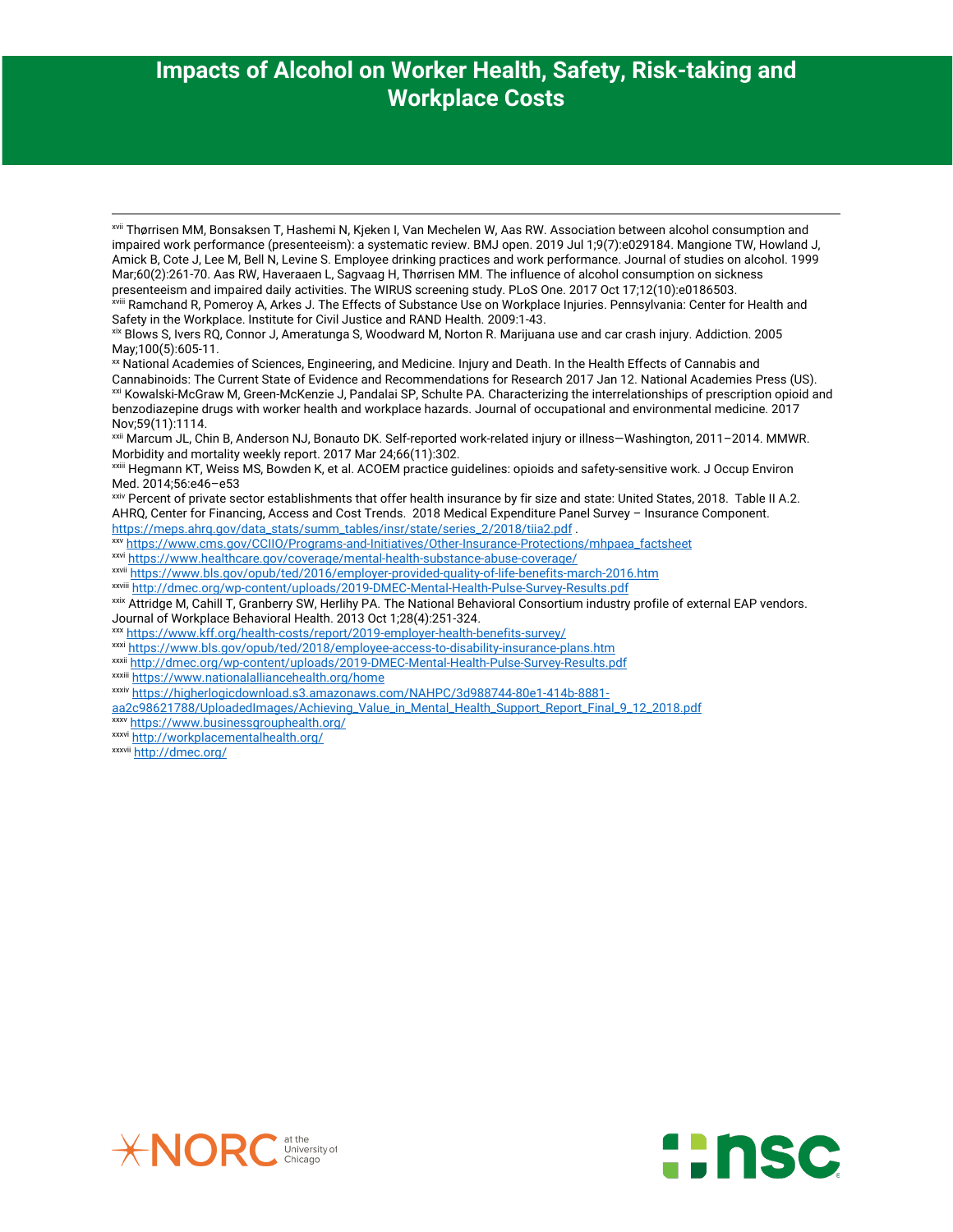# Impacts of Alcohol on Worker Health, Safety, Risk-taking and Workplace Costs

[xvii] Thørrisen MM, Bonsaksen T, Hashemi N, Kjeken I, Van Mechelen W, Aas RW. Association between alcohol consumption and impaired work performance (presenteeism): a systematic review. BMJ open. 2019 Jul 1;9(7):e029184. Mangione TW, Howland J, Amick B, Cote J, Lee M, Bell N, Levine S. Employee drinking practices and work performance. Journal of studies on alcohol. 1999 Mar;60(2):261-70. Aas RW, Haveraaen L, Sagvaag H, Thørrisen MM. The influence of alcohol consumption on sickness presenteeism and impaired daily activities. The WIRUS screening study. PLoS One. 2017 Oct 17;12(10):e0186503.

[xviii] Ramchand R, Pomeroy A, Arkes J. The Effects of Substance Use on Workplace Injuries. Pennsylvania: Center for Health and Safety in the Workplace. Institute for Civil Justice and RAND Health. 2009:1-43.

[xix] Blows S, Ivers RQ, Connor J, Ameratunga S, Woodward M, Norton R. Marijuana use and car crash injury. Addiction. 2005 May;100(5):605-11.

[xx] National Academies of Sciences, Engineering, and Medicine. Injury and Death. In the Health Effects of Cannabis and Cannabinoids: The Current State of Evidence and Recommendations for Research 2017 Jan 12. National Academies Press (US).

[xxi] Kowalski-McGraw M, Green-McKenzie J, Pandalai SP, Schulte PA. Characterizing the interrelationships of prescription opioid and benzodiazepine drugs with worker health and workplace hazards. Journal of occupational and environmental medicine. 2017 Nov;59(11):1114.

[xxii] Marcum JL, Chin B, Anderson NJ, Bonauto DK. Self-reported work-related injury or illness—Washington, 2011–2014. MMWR. Morbidity and mortality weekly report. 2017 Mar 24;66(11):302.

[xxiii] Hegmann KT, Weiss MS, Bowden K, et al. ACOEM practice guidelines: opioids and safety-sensitive work. J Occup Environ Med. 2014;56:e46–e53

[xxiv] Percent of private sector establishments that offer health insurance by fir size and state: United States, 2018. Table II A.2. AHRQ, Center for Financing, Access and Cost Trends. 2018 Medical Expenditure Panel Survey – Insurance Component. https://meps.ahrq.gov/data_stats/summ_tables/insr/state/series_2/2018/tiia2.pdf .

[xxv] https://www.cms.gov/CCIIO/Programs-and-Initiatives/Other-Insurance-Protections/mhpaea_factsheet

[xxvi] https://www.healthcare.gov/coverage/mental-health-substance-abuse-coverage/

[xxvii] https://www.bls.gov/opub/ted/2016/employer-provided-quality-of-life-benefits-march-2016.htm

[xxviii] http://dmec.org/wp-content/uploads/2019-DMEC-Mental-Health-Pulse-Survey-Results.pdf

[xxix] Attridge M, Cahill T, Granberry SW, Herlihy PA. The National Behavioral Consortium industry profile of external EAP vendors. Journal of Workplace Behavioral Health. 2013 Oct 1;28(4):251-324.

[xxx] https://www.kff.org/health-costs/report/2019-employer-health-benefits-survey/

[xxxi] https://www.bls.gov/opub/ted/2018/employee-access-to-disability-insurance-plans.htm

[xxxii] http://dmec.org/wp-content/uploads/2019-DMEC-Mental-Health-Pulse-Survey-Results.pdf

[xxxiii] https://www.nationalalliancehealth.org/home

[xxxiv] https://higherlogicdownload.s3.amazonaws.com/NAHPC/3d988744-80e1-414b-8881-aa2c98621788/UploadedImages/Achieving_Value_in_Mental_Health_Support_Report_Final_9_12_2018.pdf

[xxxv] https://www.businessgrouphealth.org/

[xxxvi] http://workplacementalhealth.org/

[xxxvii] http://dmec.org/